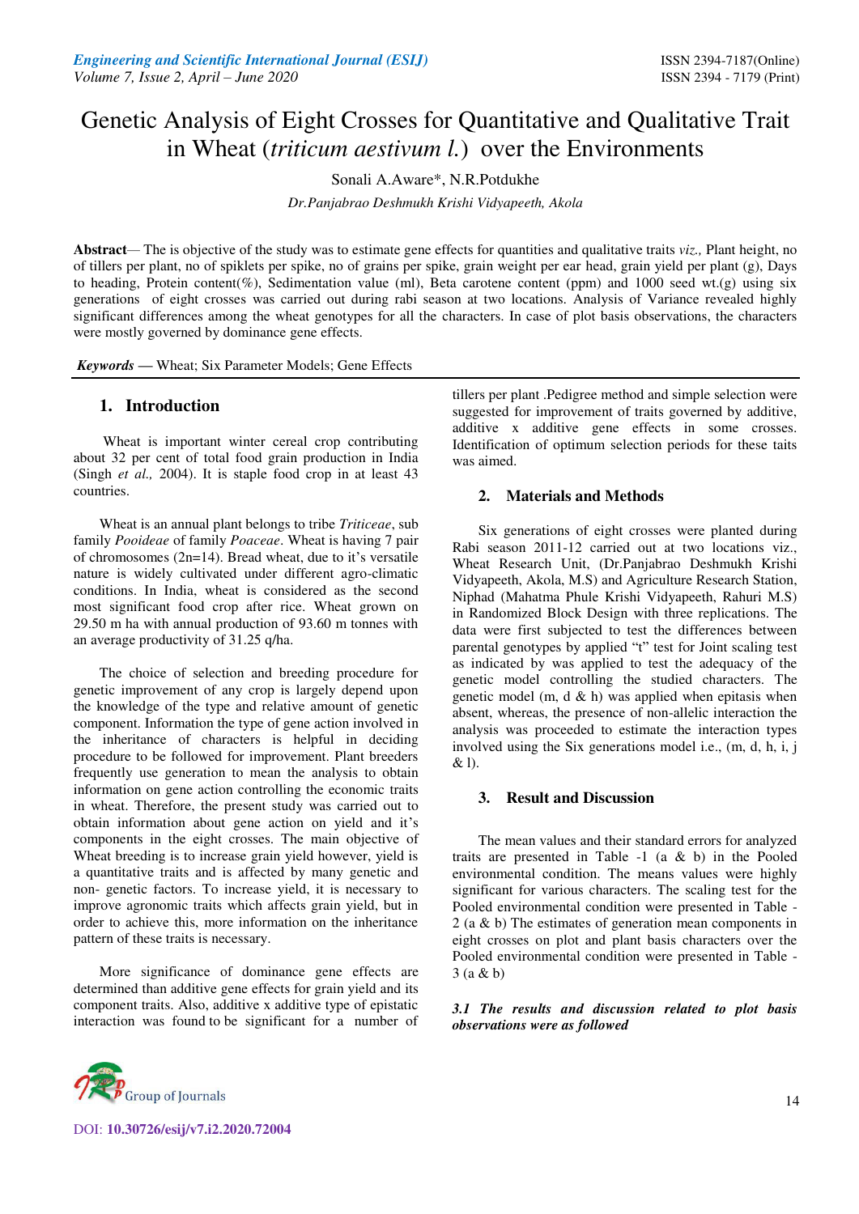# Genetic Analysis of Eight Crosses for Quantitative and Qualitative Trait in Wheat (*triticum aestivum l.*) over the Environments

Sonali A.Aware*, N.R.Potdukhe

*Dr.Panjabrao Deshmukh Krishi Vidyapeeth, Akola*

**Abstract**— The is objective of the study was to estimate gene effects for quantities and qualitative traits *viz.,* Plant height, no of tillers per plant, no of spiklets per spike, no of grains per spike, grain weight per ear head, grain yield per plant (g), Days to heading, Protein content(%), Sedimentation value (ml), Beta carotene content (ppm) and 1000 seed wt.(g) using six generations of eight crosses was carried out during rabi season at two locations. Analysis of Variance revealed highly significant differences among the wheat genotypes for all the characters. In case of plot basis observations, the characters were mostly governed by dominance gene effects.

***Keywords*** — Wheat; Six Parameter Models; Gene Effects

## 1. Introduction

Wheat is important winter cereal crop contributing about 32 per cent of total food grain production in India (Singh *et al.,* 2004). It is staple food crop in at least 43 countries.

Wheat is an annual plant belongs to tribe *Triticeae*, sub family *Pooideae* of family *Poaceae*. Wheat is having 7 pair of chromosomes (2n=14). Bread wheat, due to it's versatile nature is widely cultivated under different agro-climatic conditions. In India, wheat is considered as the second most significant food crop after rice. Wheat grown on 29.50 m ha with annual production of 93.60 m tonnes with an average productivity of 31.25 q/ha.

The choice of selection and breeding procedure for genetic improvement of any crop is largely depend upon the knowledge of the type and relative amount of genetic component. Information the type of gene action involved in the inheritance of characters is helpful in deciding procedure to be followed for improvement. Plant breeders frequently use generation to mean the analysis to obtain information on gene action controlling the economic traits in wheat. Therefore, the present study was carried out to obtain information about gene action on yield and it's components in the eight crosses. The main objective of Wheat breeding is to increase grain yield however, yield is a quantitative traits and is affected by many genetic and non- genetic factors. To increase yield, it is necessary to improve agronomic traits which affects grain yield, but in order to achieve this, more information on the inheritance pattern of these traits is necessary.

More significance of dominance gene effects are determined than additive gene effects for grain yield and its component traits. Also, additive x additive type of epistatic interaction was found to be significant for a number of tillers per plant .Pedigree method and simple selection were suggested for improvement of traits governed by additive, additive x additive gene effects in some crosses. Identification of optimum selection periods for these taits was aimed.

## 2. Materials and Methods

Six generations of eight crosses were planted during Rabi season 2011-12 carried out at two locations viz., Wheat Research Unit, (Dr.Panjabrao Deshmukh Krishi Vidyapeeth, Akola, M.S) and Agriculture Research Station, Niphad (Mahatma Phule Krishi Vidyapeeth, Rahuri M.S) in Randomized Block Design with three replications. The data were first subjected to test the differences between parental genotypes by applied "t" test for Joint scaling test as indicated by was applied to test the adequacy of the genetic model controlling the studied characters. The genetic model (m, d & h) was applied when epitasis when absent, whereas, the presence of non-allelic interaction the analysis was proceeded to estimate the interaction types involved using the Six generations model i.e., (m, d, h, i, j & l).

## 3. Result and Discussion

The mean values and their standard errors for analyzed traits are presented in Table -1 (a & b) in the Pooled environmental condition. The means values were highly significant for various characters. The scaling test for the Pooled environmental condition were presented in Table -2 (a & b) The estimates of generation mean components in eight crosses on plot and plant basis characters over the Pooled environmental condition were presented in Table -3 (a & b)

***3.1 The results and discussion related to plot basis observations were as followed***

DOI: 10.30726/esij/v7.i2.2020.72004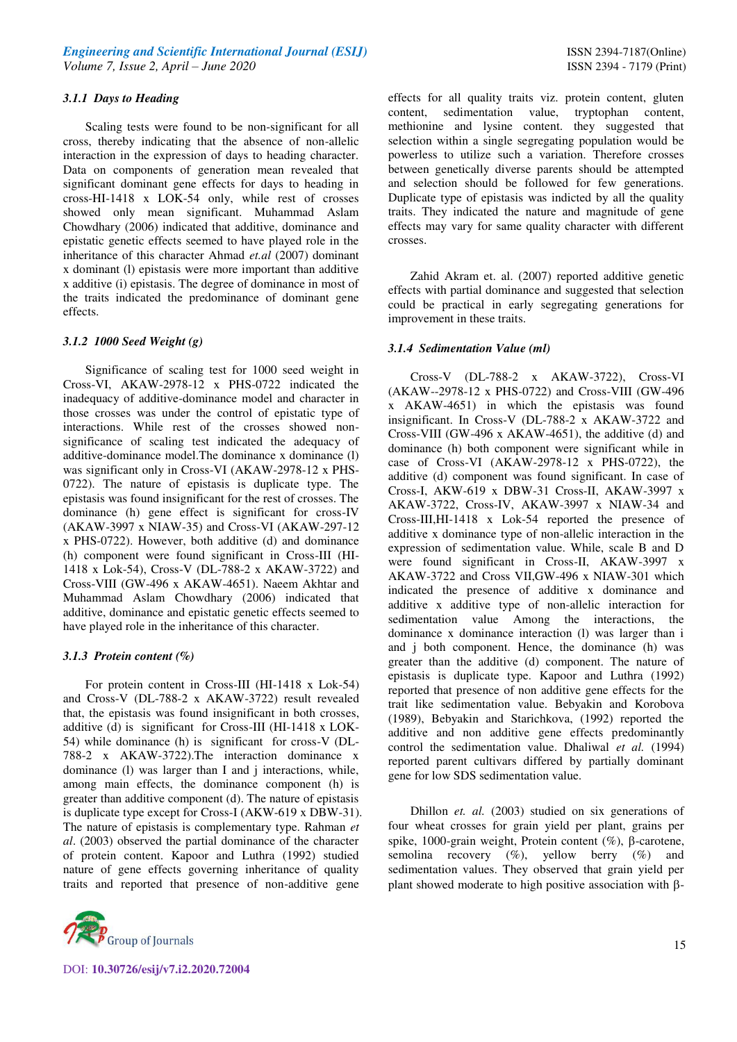#### 3.1.1 Days to Heading

Scaling tests were found to be non-significant for all cross, thereby indicating that the absence of non-allelic interaction in the expression of days to heading character. Data on components of generation mean revealed that significant dominant gene effects for days to heading in cross-HI-1418 x LOK-54 only, while rest of crosses showed only mean significant. Muhammad Aslam Chowdhary (2006) indicated that additive, dominance and epistatic genetic effects seemed to have played role in the inheritance of this character Ahmad *et.al* (2007) dominant x dominant (l) epistasis were more important than additive x additive (i) epistasis. The degree of dominance in most of the traits indicated the predominance of dominant gene effects.

#### 3.1.2 1000 Seed Weight (g)

Significance of scaling test for 1000 seed weight in Cross-VI, AKAW-2978-12 x PHS-0722 indicated the inadequacy of additive-dominance model and character in those crosses was under the control of epistatic type of interactions. While rest of the crosses showed non-significance of scaling test indicated the adequacy of additive-dominance model.The dominance x dominance (l) was significant only in Cross-VI (AKAW-2978-12 x PHS-0722). The nature of epistasis is duplicate type. The epistasis was found insignificant for the rest of crosses. The dominance (h) gene effect is significant for cross-IV (AKAW-3997 x NIAW-35) and Cross-VI (AKAW-297-12 x PHS-0722). However, both additive (d) and dominance (h) component were found significant in Cross-III (HI-1418 x Lok-54), Cross-V (DL-788-2 x AKAW-3722) and Cross-VIII (GW-496 x AKAW-4651). Naeem Akhtar and Muhammad Aslam Chowdhary (2006) indicated that additive, dominance and epistatic genetic effects seemed to have played role in the inheritance of this character.

#### 3.1.3 Protein content (%)

For protein content in Cross-III (HI-1418 x Lok-54) and Cross-V (DL-788-2 x AKAW-3722) result revealed that, the epistasis was found insignificant in both crosses, additive (d) is significant for Cross-III (HI-1418 x LOK-54) while dominance (h) is significant for cross-V (DL-788-2 x AKAW-3722).The interaction dominance x dominance (l) was larger than I and j interactions, while, among main effects, the dominance component (h) is greater than additive component (d). The nature of epistasis is duplicate type except for Cross-I (AKW-619 x DBW-31). The nature of epistasis is complementary type. Rahman *et al*. (2003) observed the partial dominance of the character of protein content. Kapoor and Luthra (1992) studied nature of gene effects governing inheritance of quality traits and reported that presence of non-additive gene effects for all quality traits viz. protein content, gluten content, sedimentation value, tryptophan content, methionine and lysine content. they suggested that selection within a single segregating population would be powerless to utilize such a variation. Therefore crosses between genetically diverse parents should be attempted and selection should be followed for few generations. Duplicate type of epistasis was indicted by all the quality traits. They indicated the nature and magnitude of gene effects may vary for same quality character with different crosses.

Zahid Akram et. al. (2007) reported additive genetic effects with partial dominance and suggested that selection could be practical in early segregating generations for improvement in these traits.

#### 3.1.4 Sedimentation Value (ml)

Cross-V (DL-788-2 x AKAW-3722), Cross-VI (AKAW--2978-12 x PHS-0722) and Cross-VIII (GW-496 x AKAW-4651) in which the epistasis was found insignificant. In Cross-V (DL-788-2 x AKAW-3722 and Cross-VIII (GW-496 x AKAW-4651), the additive (d) and dominance (h) both component were significant while in case of Cross-VI (AKAW-2978-12 x PHS-0722), the additive (d) component was found significant. In case of Cross-I, AKW-619 x DBW-31 Cross-II, AKAW-3997 x AKAW-3722, Cross-IV, AKAW-3997 x NIAW-34 and Cross-III,HI-1418 x Lok-54 reported the presence of additive x dominance type of non-allelic interaction in the expression of sedimentation value. While, scale B and D were found significant in Cross-II, AKAW-3997 x AKAW-3722 and Cross VII,GW-496 x NIAW-301 which indicated the presence of additive x dominance and additive x additive type of non-allelic interaction for sedimentation value Among the interactions, the dominance x dominance interaction (l) was larger than i and j both component. Hence, the dominance (h) was greater than the additive (d) component. The nature of epistasis is duplicate type. Kapoor and Luthra (1992) reported that presence of non additive gene effects for the trait like sedimentation value. Bebyakin and Korobova (1989), Bebyakin and Starichkova, (1992) reported the additive and non additive gene effects predominantly control the sedimentation value. Dhaliwal *et al.* (1994) reported parent cultivars differed by partially dominant gene for low SDS sedimentation value.

Dhillon *et. al.* (2003) studied on six generations of four wheat crosses for grain yield per plant, grains per spike, 1000-grain weight, Protein content (%), β-carotene, semolina recovery (%), yellow berry (%) and sedimentation values. They observed that grain yield per plant showed moderate to high positive association with β-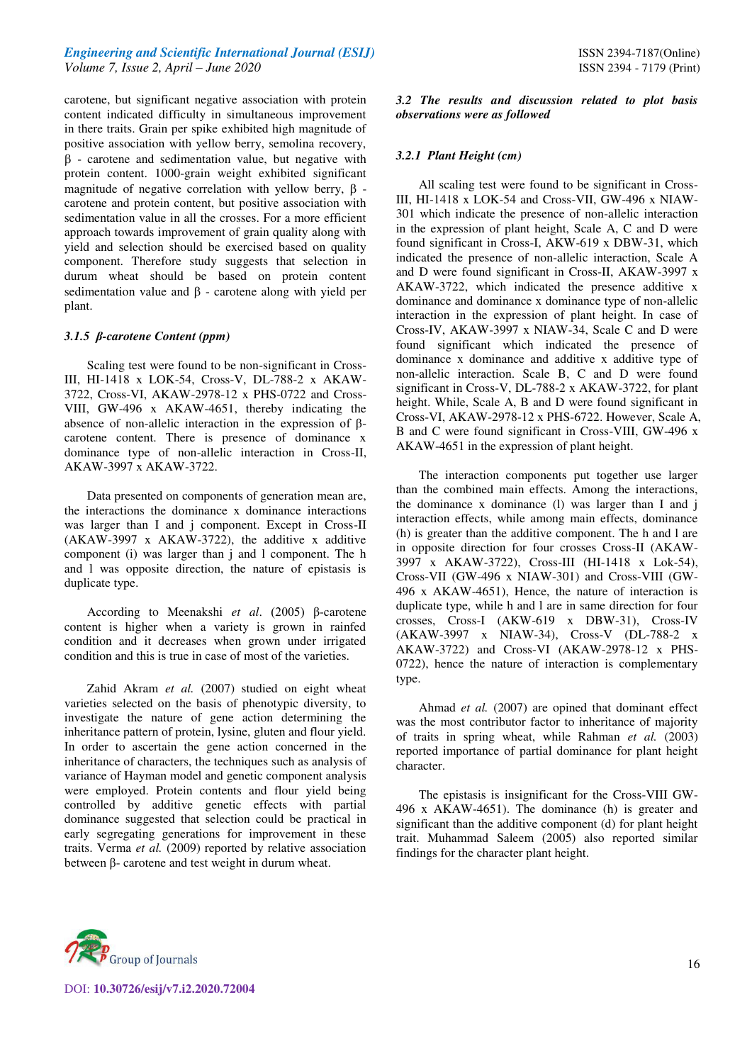carotene, but significant negative association with protein content indicated difficulty in simultaneous improvement in there traits. Grain per spike exhibited high magnitude of positive association with yellow berry, semolina recovery, β - carotene and sedimentation value, but negative with protein content. 1000-grain weight exhibited significant magnitude of negative correlation with yellow berry, β - carotene and protein content, but positive association with sedimentation value in all the crosses. For a more efficient approach towards improvement of grain quality along with yield and selection should be exercised based on quality component. Therefore study suggests that selection in durum wheat should be based on protein content sedimentation value and β - carotene along with yield per plant.

#### *3.1.5 β-carotene Content (ppm)*

Scaling test were found to be non-significant in Cross-III, HI-1418 x LOK-54, Cross-V, DL-788-2 x AKAW-3722, Cross-VI, AKAW-2978-12 x PHS-0722 and Cross-VIII, GW-496 x AKAW-4651, thereby indicating the absence of non-allelic interaction in the expression of β-carotene content. There is presence of dominance x dominance type of non-allelic interaction in Cross-II, AKAW-3997 x AKAW-3722.

Data presented on components of generation mean are, the interactions the dominance x dominance interactions was larger than I and j component. Except in Cross-II (AKAW-3997 x AKAW-3722), the additive x additive component (i) was larger than j and l component. The h and l was opposite direction, the nature of epistasis is duplicate type.

According to Meenakshi *et al*. (2005) β-carotene content is higher when a variety is grown in rainfed condition and it decreases when grown under irrigated condition and this is true in case of most of the varieties.

Zahid Akram *et al.* (2007) studied on eight wheat varieties selected on the basis of phenotypic diversity, to investigate the nature of gene action determining the inheritance pattern of protein, lysine, gluten and flour yield. In order to ascertain the gene action concerned in the inheritance of characters, the techniques such as analysis of variance of Hayman model and genetic component analysis were employed. Protein contents and flour yield being controlled by additive genetic effects with partial dominance suggested that selection could be practical in early segregating generations for improvement in these traits. Verma *et al.* (2009) reported by relative association between β- carotene and test weight in durum wheat.

### *3.2 The results and discussion related to plot basis observations were as followed*

#### *3.2.1 Plant Height (cm)*

All scaling test were found to be significant in Cross-III, HI-1418 x LOK-54 and Cross-VII, GW-496 x NIAW-301 which indicate the presence of non-allelic interaction in the expression of plant height, Scale A, C and D were found significant in Cross-I, AKW-619 x DBW-31, which indicated the presence of non-allelic interaction, Scale A and D were found significant in Cross-II, AKAW-3997 x AKAW-3722, which indicated the presence additive x dominance and dominance x dominance type of non-allelic interaction in the expression of plant height. In case of Cross-IV, AKAW-3997 x NIAW-34, Scale C and D were found significant which indicated the presence of dominance x dominance and additive x additive type of non-allelic interaction. Scale B, C and D were found significant in Cross-V, DL-788-2 x AKAW-3722, for plant height. While, Scale A, B and D were found significant in Cross-VI, AKAW-2978-12 x PHS-6722. However, Scale A, B and C were found significant in Cross-VIII, GW-496 x AKAW-4651 in the expression of plant height.

The interaction components put together use larger than the combined main effects. Among the interactions, the dominance x dominance (l) was larger than I and j interaction effects, while among main effects, dominance (h) is greater than the additive component. The h and l are in opposite direction for four crosses Cross-II (AKAW-3997 x AKAW-3722), Cross-III (HI-1418 x Lok-54), Cross-VII (GW-496 x NIAW-301) and Cross-VIII (GW-496 x AKAW-4651), Hence, the nature of interaction is duplicate type, while h and l are in same direction for four crosses, Cross-I (AKW-619 x DBW-31), Cross-IV (AKAW-3997 x NIAW-34), Cross-V (DL-788-2 x AKAW-3722) and Cross-VI (AKAW-2978-12 x PHS-0722), hence the nature of interaction is complementary type.

Ahmad *et al.* (2007) are opined that dominant effect was the most contributor factor to inheritance of majority of traits in spring wheat, while Rahman *et al.* (2003) reported importance of partial dominance for plant height character.

The epistasis is insignificant for the Cross-VIII GW-496 x AKAW-4651). The dominance (h) is greater and significant than the additive component (d) for plant height trait. Muhammad Saleem (2005) also reported similar findings for the character plant height.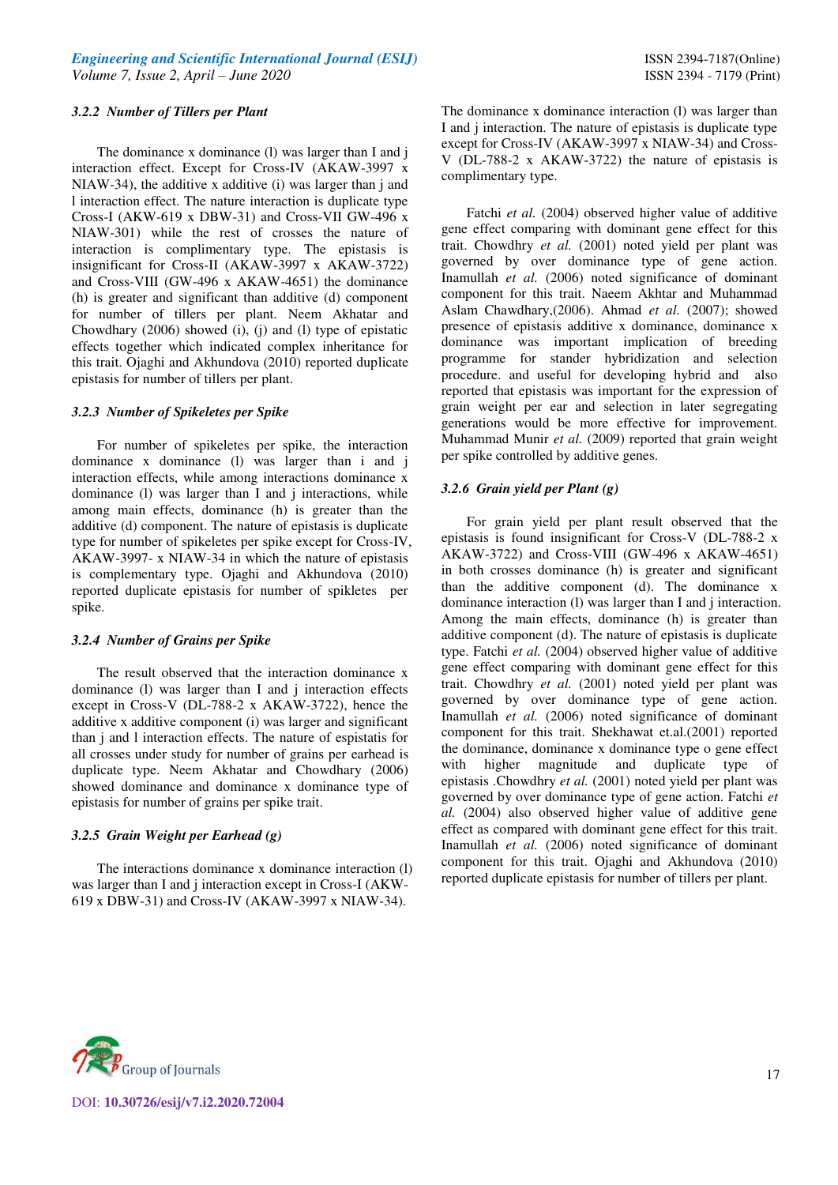### 3.2.2 Number of Tillers per Plant

The dominance x dominance (l) was larger than I and j interaction effect. Except for Cross-IV (AKAW-3997 x NIAW-34), the additive x additive (i) was larger than j and l interaction effect. The nature interaction is duplicate type Cross-I (AKW-619 x DBW-31) and Cross-VII GW-496 x NIAW-301) while the rest of crosses the nature of interaction is complimentary type. The epistasis is insignificant for Cross-II (AKAW-3997 x AKAW-3722) and Cross-VIII (GW-496 x AKAW-4651) the dominance (h) is greater and significant than additive (d) component for number of tillers per plant. Neem Akhatar and Chowdhary (2006) showed (i), (j) and (l) type of epistatic effects together which indicated complex inheritance for this trait. Ojaghi and Akhundova (2010) reported duplicate epistasis for number of tillers per plant.

### 3.2.3 Number of Spikeletes per Spike

For number of spikeletes per spike, the interaction dominance x dominance (l) was larger than i and j interaction effects, while among interactions dominance x dominance (l) was larger than I and j interactions, while among main effects, dominance (h) is greater than the additive (d) component. The nature of epistasis is duplicate type for number of spikeletes per spike except for Cross-IV, AKAW-3997- x NIAW-34 in which the nature of epistasis is complementary type. Ojaghi and Akhundova (2010) reported duplicate epistasis for number of spikletes per spike.

### 3.2.4 Number of Grains per Spike

The result observed that the interaction dominance x dominance (l) was larger than I and j interaction effects except in Cross-V (DL-788-2 x AKAW-3722), hence the additive x additive component (i) was larger and significant than j and l interaction effects. The nature of espistatis for all crosses under study for number of grains per earhead is duplicate type. Neem Akhatar and Chowdhary (2006) showed dominance and dominance x dominance type of epistasis for number of grains per spike trait.

### 3.2.5 Grain Weight per Earhead (g)

The interactions dominance x dominance interaction (l) was larger than I and j interaction except in Cross-I (AKW-619 x DBW-31) and Cross-IV (AKAW-3997 x NIAW-34). The dominance x dominance interaction (l) was larger than I and j interaction. The nature of epistasis is duplicate type except for Cross-IV (AKAW-3997 x NIAW-34) and Cross-V (DL-788-2 x AKAW-3722) the nature of epistasis is complimentary type.

Fatchi *et al.* (2004) observed higher value of additive gene effect comparing with dominant gene effect for this trait. Chowdhry *et al.* (2001) noted yield per plant was governed by over dominance type of gene action. Inamullah *et al.* (2006) noted significance of dominant component for this trait. Naeem Akhtar and Muhammad Aslam Chawdhary,(2006). Ahmad *et al.* (2007); showed presence of epistasis additive x dominance, dominance x dominance was important implication of breeding programme for stander hybridization and selection procedure. and useful for developing hybrid and also reported that epistasis was important for the expression of grain weight per ear and selection in later segregating generations would be more effective for improvement. Muhammad Munir *et al.* (2009) reported that grain weight per spike controlled by additive genes.

### 3.2.6 Grain yield per Plant (g)

For grain yield per plant result observed that the epistasis is found insignificant for Cross-V (DL-788-2 x AKAW-3722) and Cross-VIII (GW-496 x AKAW-4651) in both crosses dominance (h) is greater and significant than the additive component (d). The dominance x dominance interaction (l) was larger than I and j interaction. Among the main effects, dominance (h) is greater than additive component (d). The nature of epistasis is duplicate type. Fatchi *et al.* (2004) observed higher value of additive gene effect comparing with dominant gene effect for this trait. Chowdhry *et al.* (2001) noted yield per plant was governed by over dominance type of gene action. Inamullah *et al.* (2006) noted significance of dominant component for this trait. Shekhawat et.al.(2001) reported the dominance, dominance x dominance type o gene effect with higher magnitude and duplicate type of epistasis .Chowdhry *et al.* (2001) noted yield per plant was governed by over dominance type of gene action. Fatchi *et al.* (2004) also observed higher value of additive gene effect as compared with dominant gene effect for this trait. Inamullah *et al.* (2006) noted significance of dominant component for this trait. Ojaghi and Akhundova (2010) reported duplicate epistasis for number of tillers per plant.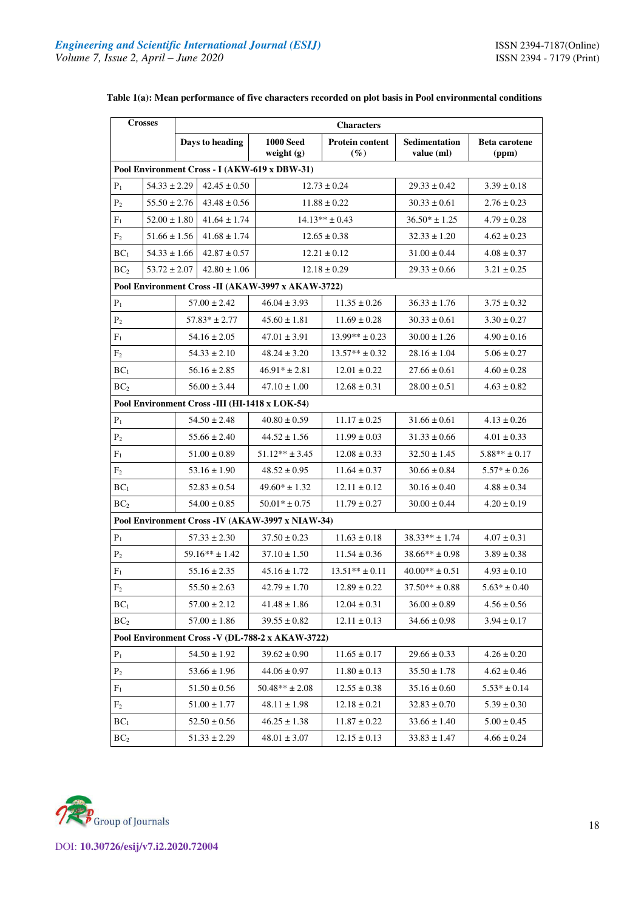**Table 1(a): Mean performance of five characters recorded on plot basis in Pool environmental conditions**

| Crosses | Characters | | | | |
|---|---|---|---|---|---|
| | Days to heading | 1000 Seed weight (g) | Protein content (%) | Sedimentation value (ml) | Beta carotene (ppm) |
| **Pool Environment Cross - I (AKW-619 x DBW-31)** | | | | | |
| $P_1$ | 54.33 ± 2.29 | 42.45 ± 0.50 | 12.73 ± 0.24 | 29.33 ± 0.42 | 3.39 ± 0.18 |
| $P_2$ | 55.50 ± 2.76 | 43.48 ± 0.56 | 11.88 ± 0.22 | 30.33 ± 0.61 | 2.76 ± 0.23 |
| $F_1$ | 52.00 ± 1.80 | 41.64 ± 1.74 | 14.13** ± 0.43 | 36.50* ± 1.25 | 4.79 ± 0.28 |
| $F_2$ | 51.66 ± 1.56 | 41.68 ± 1.74 | 12.65 ± 0.38 | 32.33 ± 1.20 | 4.62 ± 0.23 |
| $BC_1$ | 54.33 ± 1.66 | 42.87 ± 0.57 | 12.21 ± 0.12 | 31.00 ± 0.44 | 4.08 ± 0.37 |
| $BC_2$ | 53.72 ± 2.07 | 42.80 ± 1.06 | 12.18 ± 0.29 | 29.33 ± 0.66 | 3.21 ± 0.25 |
| **Pool Environment Cross -II (AKAW-3997 x AKAW-3722)** | | | | | |
| $P_1$ | 57.00 ± 2.42 | 46.04 ± 3.93 | 11.35 ± 0.26 | 36.33 ± 1.76 | 3.75 ± 0.32 |
| $P_2$ | 57.83* ± 2.77 | 45.60 ± 1.81 | 11.69 ± 0.28 | 30.33 ± 0.61 | 3.30 ± 0.27 |
| $F_1$ | 54.16 ± 2.05 | 47.01 ± 3.91 | 13.99** ± 0.23 | 30.00 ± 1.26 | 4.90 ± 0.16 |
| $F_2$ | 54.33 ± 2.10 | 48.24 ± 3.20 | 13.57** ± 0.32 | 28.16 ± 1.04 | 5.06 ± 0.27 |
| $BC_1$ | 56.16 ± 2.85 | 46.91* ± 2.81 | 12.01 ± 0.22 | 27.66 ± 0.61 | 4.60 ± 0.28 |
| $BC_2$ | 56.00 ± 3.44 | 47.10 ± 1.00 | 12.68 ± 0.31 | 28.00 ± 0.51 | 4.63 ± 0.82 |
| **Pool Environment Cross -III (HI-1418 x LOK-54)** | | | | | |
| $P_1$ | 54.50 ± 2.48 | 40.80 ± 0.59 | 11.17 ± 0.25 | 31.66 ± 0.61 | 4.13 ± 0.26 |
| $P_2$ | 55.66 ± 2.40 | 44.52 ± 1.56 | 11.99 ± 0.03 | 31.33 ± 0.66 | 4.01 ± 0.33 |
| $F_1$ | 51.00 ± 0.89 | 51.12** ± 3.45 | 12.08 ± 0.33 | 32.50 ± 1.45 | 5.88** ± 0.17 |
| $F_2$ | 53.16 ± 1.90 | 48.52 ± 0.95 | 11.64 ± 0.37 | 30.66 ± 0.84 | 5.57* ± 0.26 |
| $BC_1$ | 52.83 ± 0.54 | 49.60* ± 1.32 | 12.11 ± 0.12 | 30.16 ± 0.40 | 4.88 ± 0.34 |
| $BC_2$ | 54.00 ± 0.85 | 50.01* ± 0.75 | 11.79 ± 0.27 | 30.00 ± 0.44 | 4.20 ± 0.19 |
| **Pool Environment Cross -IV (AKAW-3997 x NIAW-34)** | | | | | |
| $P_1$ | 57.33 ± 2.30 | 37.50 ± 0.23 | 11.63 ± 0.18 | 38.33** ± 1.74 | 4.07 ± 0.31 |
| $P_2$ | 59.16** ± 1.42 | 37.10 ± 1.50 | 11.54 ± 0.36 | 38.66** ± 0.98 | 3.89 ± 0.38 |
| $F_1$ | 55.16 ± 2.35 | 45.16 ± 1.72 | 13.51** ± 0.11 | 40.00** ± 0.51 | 4.93 ± 0.10 |
| $F_2$ | 55.50 ± 2.63 | 42.79 ± 1.70 | 12.89 ± 0.22 | 37.50** ± 0.88 | 5.63* ± 0.40 |
| $BC_1$ | 57.00 ± 2.12 | 41.48 ± 1.86 | 12.04 ± 0.31 | 36.00 ± 0.89 | 4.56 ± 0.56 |
| $BC_2$ | 57.00 ± 1.86 | 39.55 ± 0.82 | 12.11 ± 0.13 | 34.66 ± 0.98 | 3.94 ± 0.17 |
| **Pool Environment Cross -V (DL-788-2 x AKAW-3722)** | | | | | |
| $P_1$ | 54.50 ± 1.92 | 39.62 ± 0.90 | 11.65 ± 0.17 | 29.66 ± 0.33 | 4.26 ± 0.20 |
| $P_2$ | 53.66 ± 1.96 | 44.06 ± 0.97 | 11.80 ± 0.13 | 35.50 ± 1.78 | 4.62 ± 0.46 |
| $F_1$ | 51.50 ± 0.56 | 50.48** ± 2.08 | 12.55 ± 0.38 | 35.16 ± 0.60 | 5.53* ± 0.14 |
| $F_2$ | 51.00 ± 1.77 | 48.11 ± 1.98 | 12.18 ± 0.21 | 32.83 ± 0.70 | 5.39 ± 0.30 |
| $BC_1$ | 52.50 ± 0.56 | 46.25 ± 1.38 | 11.87 ± 0.22 | 33.66 ± 1.40 | 5.00 ± 0.45 |
| $BC_2$ | 51.33 ± 2.29 | 48.01 ± 3.07 | 12.15 ± 0.13 | 33.83 ± 1.47 | 4.66 ± 0.24 |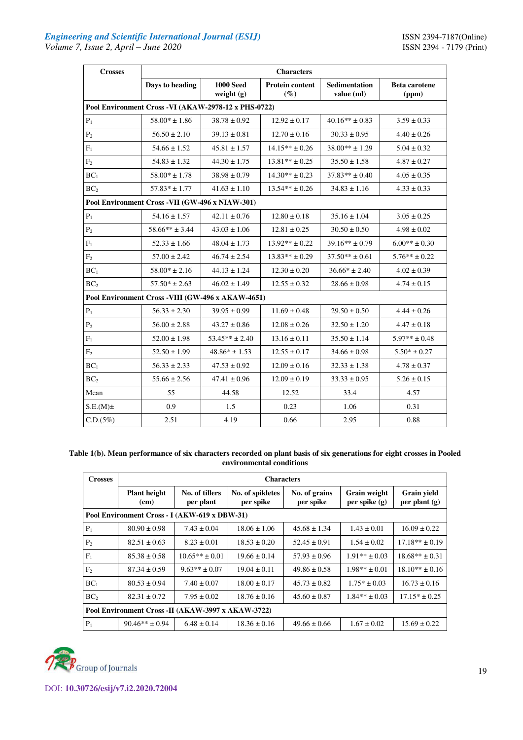| Crosses | Characters | | | | |
|---|---|---|---|---|---|
| | Days to heading | 1000 Seed weight (g) | Protein content (%) | Sedimentation value (ml) | Beta carotene (ppm) |
| **Pool Environment Cross -VI (AKAW-2978-12 x PHS-0722)** | | | | | |
| $P_1$ | 58.00* ± 1.86 | 38.78 ± 0.92 | 12.92 ± 0.17 | 40.16** ± 0.83 | 3.59 ± 0.33 |
| $P_2$ | 56.50 ± 2.10 | 39.13 ± 0.81 | 12.70 ± 0.16 | 30.33 ± 0.95 | 4.40 ± 0.26 |
| $F_1$ | 54.66 ± 1.52 | 45.81 ± 1.57 | 14.15** ± 0.26 | 38.00** ± 1.29 | 5.04 ± 0.32 |
| $F_2$ | 54.83 ± 1.32 | 44.30 ± 1.75 | 13.81** ± 0.25 | 35.50 ± 1.58 | 4.87 ± 0.27 |
| $BC_1$ | 58.00* ± 1.78 | 38.98 ± 0.79 | 14.30** ± 0.23 | 37.83** ± 0.40 | 4.05 ± 0.35 |
| $BC_2$ | 57.83* ± 1.77 | 41.63 ± 1.10 | 13.54** ± 0.26 | 34.83 ± 1.16 | 4.33 ± 0.33 |
| **Pool Environment Cross -VII (GW-496 x NIAW-301)** | | | | | |
| $P_1$ | 54.16 ± 1.57 | 42.11 ± 0.76 | 12.80 ± 0.18 | 35.16 ± 1.04 | 3.05 ± 0.25 |
| $P_2$ | 58.66** ± 3.44 | 43.03 ± 1.06 | 12.81 ± 0.25 | 30.50 ± 0.50 | 4.98 ± 0.02 |
| $F_1$ | 52.33 ± 1.66 | 48.04 ± 1.73 | 13.92** ± 0.22 | 39.16** ± 0.79 | 6.00** ± 0.30 |
| $F_2$ | 57.00 ± 2.42 | 46.74 ± 2.54 | 13.83** ± 0.29 | 37.50** ± 0.61 | 5.76** ± 0.22 |
| $BC_1$ | 58.00* ± 2.16 | 44.13 ± 1.24 | 12.30 ± 0.20 | 36.66* ± 2.40 | 4.02 ± 0.39 |
| $BC_2$ | 57.50* ± 2.63 | 46.02 ± 1.49 | 12.55 ± 0.32 | 28.66 ± 0.98 | 4.74 ± 0.15 |
| **Pool Environment Cross -VIII (GW-496 x AKAW-4651)** | | | | | |
| $P_1$ | 56.33 ± 2.30 | 39.95 ± 0.99 | 11.69 ± 0.48 | 29.50 ± 0.50 | 4.44 ± 0.26 |
| $P_2$ | 56.00 ± 2.88 | 43.27 ± 0.86 | 12.08 ± 0.26 | 32.50 ± 1.20 | 4.47 ± 0.18 |
| $F_1$ | 52.00 ± 1.98 | 53.45** ± 2.40 | 13.16 ± 0.11 | 35.50 ± 1.14 | 5.97** ± 0.48 |
| $F_2$ | 52.50 ± 1.99 | 48.86* ± 1.53 | 12.55 ± 0.17 | 34.66 ± 0.98 | 5.50* ± 0.27 |
| $BC_1$ | 56.33 ± 2.33 | 47.53 ± 0.92 | 12.09 ± 0.16 | 32.33 ± 1.38 | 4.78 ± 0.37 |
| $BC_2$ | 55.66 ± 2.56 | 47.41 ± 0.96 | 12.09 ± 0.19 | 33.33 ± 0.95 | 5.26 ± 0.15 |
| Mean | 55 | 44.58 | 12.52 | 33.4 | 4.57 |
| S.E.(M)± | 0.9 | 1.5 | 0.23 | 1.06 | 0.31 |
| C.D.(5%) | 2.51 | 4.19 | 0.66 | 2.95 | 0.88 |

**Table 1(b). Mean performance of six characters recorded on plant basis of six generations for eight crosses in Pooled environmental conditions**

| Crosses | Characters | | | | | |
|---|---|---|---|---|---|---|
| | Plant height (cm) | No. of tillers per plant | No. of spiklets per spike | No. of grains per spike | Grain weight per spike (g) | Grain yield per plant (g) |
| **Pool Environment Cross - I (AKW-619 x DBW-31)** | | | | | | |
| $P_1$ | 80.90 ± 0.98 | 7.43 ± 0.04 | 18.06 ± 1.06 | 45.68 ± 1.34 | 1.43 ± 0.01 | 16.09 ± 0.22 |
| $P_2$ | 82.51 ± 0.63 | 8.23 ± 0.01 | 18.53 ± 0.20 | 52.45 ± 0.91 | 1.54 ± 0.02 | 17.18** ± 0.19 |
| $F_1$ | 85.38 ± 0.58 | 10.65** ± 0.01 | 19.66 ± 0.14 | 57.93 ± 0.96 | 1.91** ± 0.03 | 18.68** ± 0.31 |
| $F_2$ | 87.34 ± 0.59 | 9.63** ± 0.07 | 19.04 ± 0.11 | 49.86 ± 0.58 | 1.98** ± 0.01 | 18.10** ± 0.16 |
| $BC_1$ | 80.53 ± 0.94 | 7.40 ± 0.07 | 18.00 ± 0.17 | 45.73 ± 0.82 | 1.75* ± 0.03 | 16.73 ± 0.16 |
| $BC_2$ | 82.31 ± 0.72 | 7.95 ± 0.02 | 18.76 ± 0.16 | 45.60 ± 0.87 | 1.84** ± 0.03 | 17.15* ± 0.25 |
| **Pool Environment Cross -II (AKAW-3997 x AKAW-3722)** | | | | | | |
| $P_1$ | 90.46** ± 0.94 | 6.48 ± 0.14 | 18.36 ± 0.16 | 49.66 ± 0.66 | 1.67 ± 0.02 | 15.69 ± 0.22 |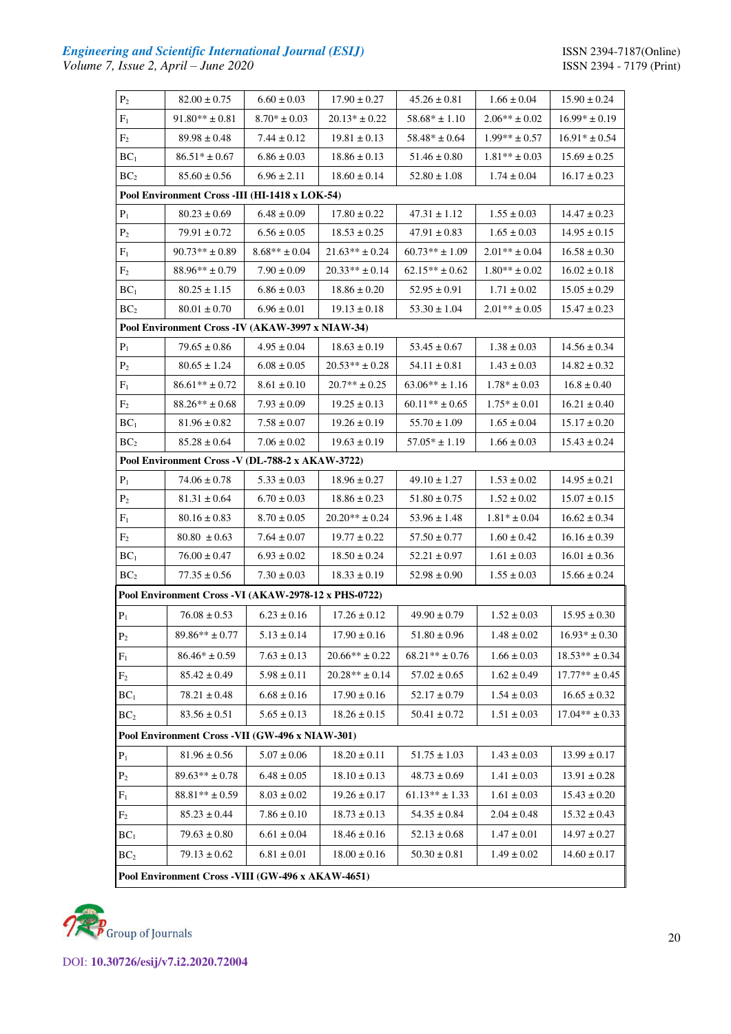| | | | | | | |
|---|---|---|---|---|---|---|
| $P_2$ | 82.00 ± 0.75 | 6.60 ± 0.03 | 17.90 ± 0.27 | 45.26 ± 0.81 | 1.66 ± 0.04 | 15.90 ± 0.24 |
| $F_1$ | 91.80** ± 0.81 | 8.70* ± 0.03 | 20.13* ± 0.22 | 58.68* ± 1.10 | 2.06** ± 0.02 | 16.99* ± 0.19 |
| $F_2$ | 89.98 ± 0.48 | 7.44 ± 0.12 | 19.81 ± 0.13 | 58.48* ± 0.64 | 1.99** ± 0.57 | 16.91* ± 0.54 |
| $BC_1$ | 86.51* ± 0.67 | 6.86 ± 0.03 | 18.86 ± 0.13 | 51.46 ± 0.80 | 1.81** ± 0.03 | 15.69 ± 0.25 |
| $BC_2$ | 85.60 ± 0.56 | 6.96 ± 2.11 | 18.60 ± 0.14 | 52.80 ± 1.08 | 1.74 ± 0.04 | 16.17 ± 0.23 |
| **Pool Environment Cross -III (HI-1418 x LOK-54)** | | | | | | |
| $P_1$ | 80.23 ± 0.69 | 6.48 ± 0.09 | 17.80 ± 0.22 | 47.31 ± 1.12 | 1.55 ± 0.03 | 14.47 ± 0.23 |
| $P_2$ | 79.91 ± 0.72 | 6.56 ± 0.05 | 18.53 ± 0.25 | 47.91 ± 0.83 | 1.65 ± 0.03 | 14.95 ± 0.15 |
| $F_1$ | 90.73** ± 0.89 | 8.68** ± 0.04 | 21.63** ± 0.24 | 60.73** ± 1.09 | 2.01** ± 0.04 | 16.58 ± 0.30 |
| $F_2$ | 88.96** ± 0.79 | 7.90 ± 0.09 | 20.33** ± 0.14 | 62.15** ± 0.62 | 1.80** ± 0.02 | 16.02 ± 0.18 |
| $BC_1$ | 80.25 ± 1.15 | 6.86 ± 0.03 | 18.86 ± 0.20 | 52.95 ± 0.91 | 1.71 ± 0.02 | 15.05 ± 0.29 |
| $BC_2$ | 80.01 ± 0.70 | 6.96 ± 0.01 | 19.13 ± 0.18 | 53.30 ± 1.04 | 2.01** ± 0.05 | 15.47 ± 0.23 |
| **Pool Environment Cross -IV (AKAW-3997 x NIAW-34)** | | | | | | |
| $P_1$ | 79.65 ± 0.86 | 4.95 ± 0.04 | 18.63 ± 0.19 | 53.45 ± 0.67 | 1.38 ± 0.03 | 14.56 ± 0.34 |
| $P_2$ | 80.65 ± 1.24 | 6.08 ± 0.05 | 20.53** ± 0.28 | 54.11 ± 0.81 | 1.43 ± 0.03 | 14.82 ± 0.32 |
| $F_1$ | 86.61** ± 0.72 | 8.61 ± 0.10 | 20.7** ± 0.25 | 63.06** ± 1.16 | 1.78* ± 0.03 | 16.8 ± 0.40 |
| $F_2$ | 88.26** ± 0.68 | 7.93 ± 0.09 | 19.25 ± 0.13 | 60.11** ± 0.65 | 1.75* ± 0.01 | 16.21 ± 0.40 |
| $BC_1$ | 81.96 ± 0.82 | 7.58 ± 0.07 | 19.26 ± 0.19 | 55.70 ± 1.09 | 1.65 ± 0.04 | 15.17 ± 0.20 |
| $BC_2$ | 85.28 ± 0.64 | 7.06 ± 0.02 | 19.63 ± 0.19 | 57.05* ± 1.19 | 1.66 ± 0.03 | 15.43 ± 0.24 |
| **Pool Environment Cross -V (DL-788-2 x AKAW-3722)** | | | | | | |
| $P_1$ | 74.06 ± 0.78 | 5.33 ± 0.03 | 18.96 ± 0.27 | 49.10 ± 1.27 | 1.53 ± 0.02 | 14.95 ± 0.21 |
| $P_2$ | 81.31 ± 0.64 | 6.70 ± 0.03 | 18.86 ± 0.23 | 51.80 ± 0.75 | 1.52 ± 0.02 | 15.07 ± 0.15 |
| $F_1$ | 80.16 ± 0.83 | 8.70 ± 0.05 | 20.20** ± 0.24 | 53.96 ± 1.48 | 1.81* ± 0.04 | 16.62 ± 0.34 |
| $F_2$ | 80.80 ± 0.63 | 7.64 ± 0.07 | 19.77 ± 0.22 | 57.50 ± 0.77 | 1.60 ± 0.42 | 16.16 ± 0.39 |
| $BC_1$ | 76.00 ± 0.47 | 6.93 ± 0.02 | 18.50 ± 0.24 | 52.21 ± 0.97 | 1.61 ± 0.03 | 16.01 ± 0.36 |
| $BC_2$ | 77.35 ± 0.56 | 7.30 ± 0.03 | 18.33 ± 0.19 | 52.98 ± 0.90 | 1.55 ± 0.03 | 15.66 ± 0.24 |
| **Pool Environment Cross -VI (AKAW-2978-12 x PHS-0722)** | | | | | | |
| $P_1$ | 76.08 ± 0.53 | 6.23 ± 0.16 | 17.26 ± 0.12 | 49.90 ± 0.79 | 1.52 ± 0.03 | 15.95 ± 0.30 |
| $P_2$ | 89.86** ± 0.77 | 5.13 ± 0.14 | 17.90 ± 0.16 | 51.80 ± 0.96 | 1.48 ± 0.02 | 16.93* ± 0.30 |
| $F_1$ | 86.46* ± 0.59 | 7.63 ± 0.13 | 20.66** ± 0.22 | 68.21** ± 0.76 | 1.66 ± 0.03 | 18.53** ± 0.34 |
| $F_2$ | 85.42 ± 0.49 | 5.98 ± 0.11 | 20.28** ± 0.14 | 57.02 ± 0.65 | 1.62 ± 0.49 | 17.77** ± 0.45 |
| $BC_1$ | 78.21 ± 0.48 | 6.68 ± 0.16 | 17.90 ± 0.16 | 52.17 ± 0.79 | 1.54 ± 0.03 | 16.65 ± 0.32 |
| $BC_2$ | 83.56 ± 0.51 | 5.65 ± 0.13 | 18.26 ± 0.15 | 50.41 ± 0.72 | 1.51 ± 0.03 | 17.04** ± 0.33 |
| **Pool Environment Cross -VII (GW-496 x NIAW-301)** | | | | | | |
| $P_1$ | 81.96 ± 0.56 | 5.07 ± 0.06 | 18.20 ± 0.11 | 51.75 ± 1.03 | 1.43 ± 0.03 | 13.99 ± 0.17 |
| $P_2$ | 89.63** ± 0.78 | 6.48 ± 0.05 | 18.10 ± 0.13 | 48.73 ± 0.69 | 1.41 ± 0.03 | 13.91 ± 0.28 |
| $F_1$ | 88.81** ± 0.59 | 8.03 ± 0.02 | 19.26 ± 0.17 | 61.13** ± 1.33 | 1.61 ± 0.03 | 15.43 ± 0.20 |
| $F_2$ | 85.23 ± 0.44 | 7.86 ± 0.10 | 18.73 ± 0.13 | 54.35 ± 0.84 | 2.04 ± 0.48 | 15.32 ± 0.43 |
| $BC_1$ | 79.63 ± 0.80 | 6.61 ± 0.04 | 18.46 ± 0.16 | 52.13 ± 0.68 | 1.47 ± 0.01 | 14.97 ± 0.27 |
| $BC_2$ | 79.13 ± 0.62 | 6.81 ± 0.01 | 18.00 ± 0.16 | 50.30 ± 0.81 | 1.49 ± 0.02 | 14.60 ± 0.17 |
| **Pool Environment Cross -VIII (GW-496 x AKAW-4651)** | | | | | | |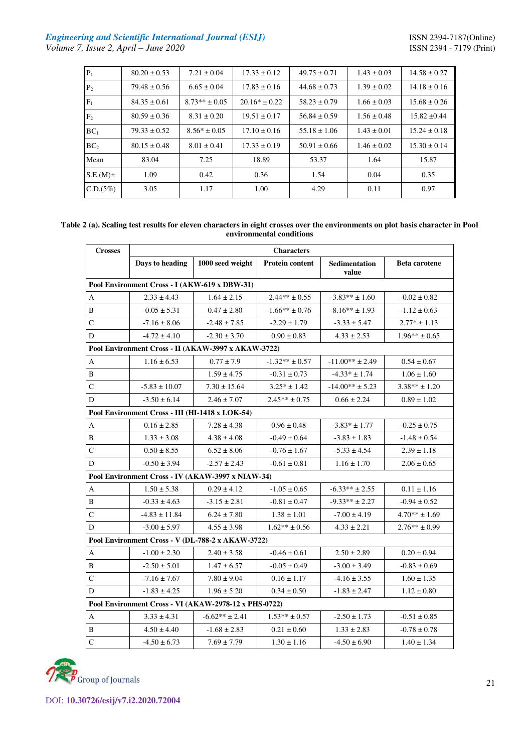| | | | | | | |
|---|---|---|---|---|---|---|
| $P_1$ | 80.20 ± 0.53 | 7.21 ± 0.04 | 17.33 ± 0.12 | 49.75 ± 0.71 | 1.43 ± 0.03 | 14.58 ± 0.27 |
| $P_2$ | 79.48 ± 0.56 | 6.65 ± 0.04 | 17.83 ± 0.16 | 44.68 ± 0.73 | 1.39 ± 0.02 | 14.18 ± 0.16 |
| $F_1$ | 84.35 ± 0.61 | 8.73** ± 0.05 | 20.16* ± 0.22 | 58.23 ± 0.79 | 1.66 ± 0.03 | 15.68 ± 0.26 |
| $F_2$ | 80.59 ± 0.36 | 8.31 ± 0.20 | 19.51 ± 0.17 | 56.84 ± 0.59 | 1.56 ± 0.48 | 15.82 ±0.44 |
| $BC_1$ | 79.33 ± 0.52 | 8.56* ± 0.05 | 17.10 ± 0.16 | 55.18 ± 1.06 | 1.43 ± 0.01 | 15.24 ± 0.18 |
| $BC_2$ | 80.15 ± 0.48 | 8.01 ± 0.41 | 17.33 ± 0.19 | 50.91 ± 0.66 | 1.46 ± 0.02 | 15.30 ± 0.14 |
| Mean | 83.04 | 7.25 | 18.89 | 53.37 | 1.64 | 15.87 |
| S.E.(M)± | 1.09 | 0.42 | 0.36 | 1.54 | 0.04 | 0.35 |
| C.D.(5%) | 3.05 | 1.17 | 1.00 | 4.29 | 0.11 | 0.97 |

**Table 2 (a). Scaling test results for eleven characters in eight crosses over the environments on plot basis character in Pool environmental conditions**

| Crosses | Characters | | | | |
|---|---|---|---|---|---|
| | Days to heading | 1000 seed weight | Protein content | Sedimentation value | Beta carotene |
| **Pool Environment Cross - I (AKW-619 x DBW-31)** | | | | | |
| A | 2.33 ± 4.43 | 1.64 ± 2.15 | -2.44** ± 0.55 | -3.83** ± 1.60 | -0.02 ± 0.82 |
| B | -0.05 ± 5.31 | 0.47 ± 2.80 | -1.66** ± 0.76 | -8.16** ± 1.93 | -1.12 ± 0.63 |
| C | -7.16 ± 8.06 | -2.48 ± 7.85 | -2.29 ± 1.79 | -3.33 ± 5.47 | 2.77* ± 1.13 |
| D | -4.72 ± 4.10 | -2.30 ± 3.70 | 0.90 ± 0.83 | 4.33 ± 2.53 | 1.96** ± 0.65 |
| **Pool Environment Cross - II (AKAW-3997 x AKAW-3722)** | | | | | |
| A | 1.16 ± 6.53 | 0.77 ± 7.9 | -1.32** ± 0.57 | -11.00** ± 2.49 | 0.54 ± 0.67 |
| B | | 1.59 ± 4.75 | -0.31 ± 0.73 | -4.33* ± 1.74 | 1.06 ± 1.60 |
| C | -5.83 ± 10.07 | 7.30 ± 15.64 | 3.25* ± 1.42 | -14.00** ± 5.23 | 3.38** ± 1.20 |
| D | -3.50 ± 6.14 | 2.46 ± 7.07 | 2.45** ± 0.75 | 0.66 ± 2.24 | 0.89 ± 1.02 |
| **Pool Environment Cross - III (HI-1418 x LOK-54)** | | | | | |
| A | 0.16 ± 2.85 | 7.28 ± 4.38 | 0.96 ± 0.48 | -3.83* ± 1.77 | -0.25 ± 0.75 |
| B | 1.33 ± 3.08 | 4.38 ± 4.08 | -0.49 ± 0.64 | -3.83 ± 1.83 | -1.48 ± 0.54 |
| C | 0.50 ± 8.55 | 6.52 ± 8.06 | -0.76 ± 1.67 | -5.33 ± 4.54 | 2.39 ± 1.18 |
| D | -0.50 ± 3.94 | -2.57 ± 2.43 | -0.61 ± 0.81 | 1.16 ± 1.70 | 2.06 ± 0.65 |
| **Pool Environment Cross - IV (AKAW-3997 x NIAW-34)** | | | | | |
| A | 1.50 ± 5.38 | 0.29 ± 4.12 | -1.05 ± 0.65 | -6.33** ± 2.55 | 0.11 ± 1.16 |
| B | -0.33 ± 4.63 | -3.15 ± 2.81 | -0.81 ± 0.47 | -9.33** ± 2.27 | -0.94 ± 0.52 |
| C | -4.83 ± 11.84 | 6.24 ± 7.80 | 1.38 ± 1.01 | -7.00 ± 4.19 | 4.70** ± 1.69 |
| D | -3.00 ± 5.97 | 4.55 ± 3.98 | 1.62** ± 0.56 | 4.33 ± 2.21 | 2.76** ± 0.99 |
| **Pool Environment Cross - V (DL-788-2 x AKAW-3722)** | | | | | |
| A | -1.00 ± 2.30 | 2.40 ± 3.58 | -0.46 ± 0.61 | 2.50 ± 2.89 | 0.20 ± 0.94 |
| B | -2.50 ± 5.01 | 1.47 ± 6.57 | -0.05 ± 0.49 | -3.00 ± 3.49 | -0.83 ± 0.69 |
| C | -7.16 ± 7.67 | 7.80 ± 9.04 | 0.16 ± 1.17 | -4.16 ± 3.55 | 1.60 ± 1.35 |
| D | -1.83 ± 4.25 | 1.96 ± 5.20 | 0.34 ± 0.50 | -1.83 ± 2.47 | 1.12 ± 0.80 |
| **Pool Environment Cross - VI (AKAW-2978-12 x PHS-0722)** | | | | | |
| A | 3.33 ± 4.31 | -6.62** ± 2.41 | 1.53** ± 0.57 | -2.50 ± 1.73 | -0.51 ± 0.85 |
| B | 4.50 ± 4.40 | -1.68 ± 2.83 | 0.21 ± 0.60 | 1.33 ± 2.83 | -0.78 ± 0.78 |
| C | -4.50 ± 6.73 | 7.69 ± 7.79 | 1.30 ± 1.16 | -4.50 ± 6.90 | 1.40 ± 1.34 |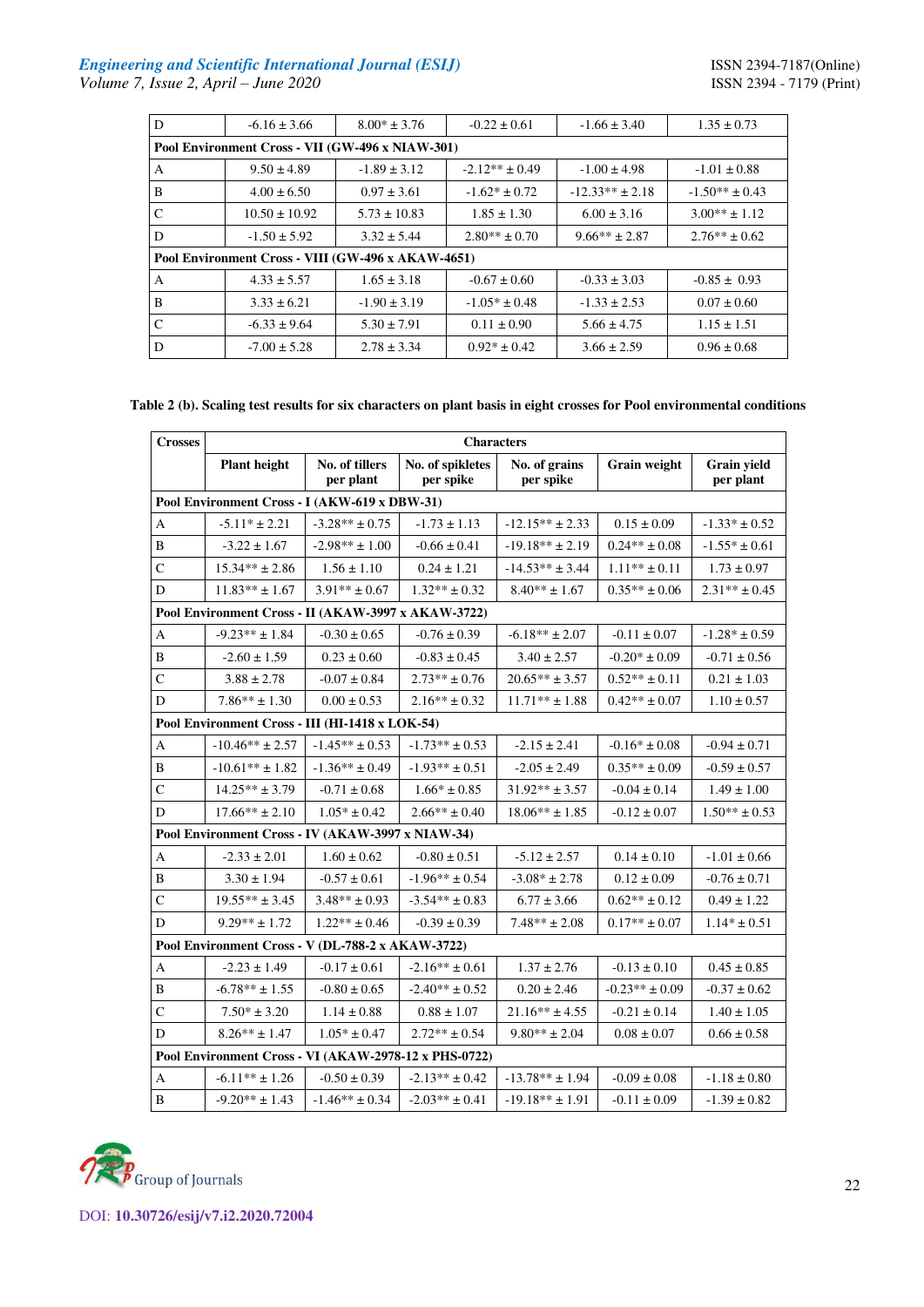| | | | | | |
|---|---|---|---|---|---|
| D | -6.16 ± 3.66 | 8.00* ± 3.76 | -0.22 ± 0.61 | -1.66 ± 3.40 | 1.35 ± 0.73 |
| **Pool Environment Cross - VII (GW-496 x NIAW-301)** | | | | | |
| A | 9.50 ± 4.89 | -1.89 ± 3.12 | -2.12** ± 0.49 | -1.00 ± 4.98 | -1.01 ± 0.88 |
| B | 4.00 ± 6.50 | 0.97 ± 3.61 | -1.62* ± 0.72 | -12.33** ± 2.18 | -1.50** ± 0.43 |
| C | 10.50 ± 10.92 | 5.73 ± 10.83 | 1.85 ± 1.30 | 6.00 ± 3.16 | 3.00** ± 1.12 |
| D | -1.50 ± 5.92 | 3.32 ± 5.44 | 2.80** ± 0.70 | 9.66** ± 2.87 | 2.76** ± 0.62 |
| **Pool Environment Cross - VIII (GW-496 x AKAW-4651)** | | | | | |
| A | 4.33 ± 5.57 | 1.65 ± 3.18 | -0.67 ± 0.60 | -0.33 ± 3.03 | -0.85 ± 0.93 |
| B | 3.33 ± 6.21 | -1.90 ± 3.19 | -1.05* ± 0.48 | -1.33 ± 2.53 | 0.07 ± 0.60 |
| C | -6.33 ± 9.64 | 5.30 ± 7.91 | 0.11 ± 0.90 | 5.66 ± 4.75 | 1.15 ± 1.51 |
| D | -7.00 ± 5.28 | 2.78 ± 3.34 | 0.92* ± 0.42 | 3.66 ± 2.59 | 0.96 ± 0.68 |

**Table 2 (b). Scaling test results for six characters on plant basis in eight crosses for Pool environmental conditions**

| Crosses | Characters | | | | | |
|---|---|---|---|---|---|---|
| | Plant height | No. of tillers per plant | No. of spikletes per spike | No. of grains per spike | Grain weight | Grain yield per plant |
| **Pool Environment Cross - I (AKW-619 x DBW-31)** | | | | | | |
| A | -5.11* ± 2.21 | -3.28** ± 0.75 | -1.73 ± 1.13 | -12.15** ± 2.33 | 0.15 ± 0.09 | -1.33* ± 0.52 |
| B | -3.22 ± 1.67 | -2.98** ± 1.00 | -0.66 ± 0.41 | -19.18** ± 2.19 | 0.24** ± 0.08 | -1.55* ± 0.61 |
| C | 15.34** ± 2.86 | 1.56 ± 1.10 | 0.24 ± 1.21 | -14.53** ± 3.44 | 1.11** ± 0.11 | 1.73 ± 0.97 |
| D | 11.83** ± 1.67 | 3.91** ± 0.67 | 1.32** ± 0.32 | 8.40** ± 1.67 | 0.35** ± 0.06 | 2.31** ± 0.45 |
| **Pool Environment Cross - II (AKAW-3997 x AKAW-3722)** | | | | | | |
| A | -9.23** ± 1.84 | -0.30 ± 0.65 | -0.76 ± 0.39 | -6.18** ± 2.07 | -0.11 ± 0.07 | -1.28* ± 0.59 |
| B | -2.60 ± 1.59 | 0.23 ± 0.60 | -0.83 ± 0.45 | 3.40 ± 2.57 | -0.20* ± 0.09 | -0.71 ± 0.56 |
| C | 3.88 ± 2.78 | -0.07 ± 0.84 | 2.73** ± 0.76 | 20.65** ± 3.57 | 0.52** ± 0.11 | 0.21 ± 1.03 |
| D | 7.86** ± 1.30 | 0.00 ± 0.53 | 2.16** ± 0.32 | 11.71** ± 1.88 | 0.42** ± 0.07 | 1.10 ± 0.57 |
| **Pool Environment Cross - III (HI-1418 x LOK-54)** | | | | | | |
| A | -10.46** ± 2.57 | -1.45** ± 0.53 | -1.73** ± 0.53 | -2.15 ± 2.41 | -0.16* ± 0.08 | -0.94 ± 0.71 |
| B | -10.61** ± 1.82 | -1.36** ± 0.49 | -1.93** ± 0.51 | -2.05 ± 2.49 | 0.35** ± 0.09 | -0.59 ± 0.57 |
| C | 14.25** ± 3.79 | -0.71 ± 0.68 | 1.66* ± 0.85 | 31.92** ± 3.57 | -0.04 ± 0.14 | 1.49 ± 1.00 |
| D | 17.66** ± 2.10 | 1.05* ± 0.42 | 2.66** ± 0.40 | 18.06** ± 1.85 | -0.12 ± 0.07 | 1.50** ± 0.53 |
| **Pool Environment Cross - IV (AKAW-3997 x NIAW-34)** | | | | | | |
| A | -2.33 ± 2.01 | 1.60 ± 0.62 | -0.80 ± 0.51 | -5.12 ± 2.57 | 0.14 ± 0.10 | -1.01 ± 0.66 |
| B | 3.30 ± 1.94 | -0.57 ± 0.61 | -1.96** ± 0.54 | -3.08* ± 2.78 | 0.12 ± 0.09 | -0.76 ± 0.71 |
| C | 19.55** ± 3.45 | 3.48** ± 0.93 | -3.54** ± 0.83 | 6.77 ± 3.66 | 0.62** ± 0.12 | 0.49 ± 1.22 |
| D | 9.29** ± 1.72 | 1.22** ± 0.46 | -0.39 ± 0.39 | 7.48** ± 2.08 | 0.17** ± 0.07 | 1.14* ± 0.51 |
| **Pool Environment Cross - V (DL-788-2 x AKAW-3722)** | | | | | | |
| A | -2.23 ± 1.49 | -0.17 ± 0.61 | -2.16** ± 0.61 | 1.37 ± 2.76 | -0.13 ± 0.10 | 0.45 ± 0.85 |
| B | -6.78** ± 1.55 | -0.80 ± 0.65 | -2.40** ± 0.52 | 0.20 ± 2.46 | -0.23** ± 0.09 | -0.37 ± 0.62 |
| C | 7.50* ± 3.20 | 1.14 ± 0.88 | 0.88 ± 1.07 | 21.16** ± 4.55 | -0.21 ± 0.14 | 1.40 ± 1.05 |
| D | 8.26** ± 1.47 | 1.05* ± 0.47 | 2.72** ± 0.54 | 9.80** ± 2.04 | 0.08 ± 0.07 | 0.66 ± 0.58 |
| **Pool Environment Cross - VI (AKAW-2978-12 x PHS-0722)** | | | | | | |
| A | -6.11** ± 1.26 | -0.50 ± 0.39 | -2.13** ± 0.42 | -13.78** ± 1.94 | -0.09 ± 0.08 | -1.18 ± 0.80 |
| B | -9.20** ± 1.43 | -1.46** ± 0.34 | -2.03** ± 0.41 | -19.18** ± 1.91 | -0.11 ± 0.09 | -1.39 ± 0.82 |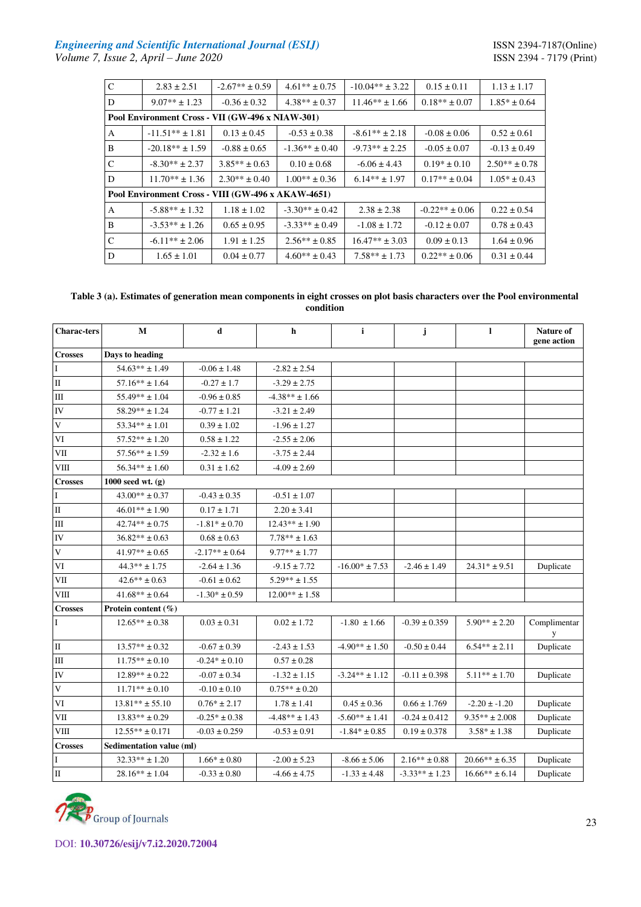| | | | | | | |
|---|---|---|---|---|---|---|
| C | 2.83 ± 2.51 | -2.67** ± 0.59 | 4.61** ± 0.75 | -10.04** ± 3.22 | 0.15 ± 0.11 | 1.13 ± 1.17 |
| D | 9.07** ± 1.23 | -0.36 ± 0.32 | 4.38** ± 0.37 | 11.46** ± 1.66 | 0.18** ± 0.07 | 1.85* ± 0.64 |
| **Pool Environment Cross - VII (GW-496 x NIAW-301)** | | | | | | |
| A | -11.51** ± 1.81 | 0.13 ± 0.45 | -0.53 ± 0.38 | -8.61** ± 2.18 | -0.08 ± 0.06 | 0.52 ± 0.61 |
| B | -20.18** ± 1.59 | -0.88 ± 0.65 | -1.36** ± 0.40 | -9.73** ± 2.25 | -0.05 ± 0.07 | -0.13 ± 0.49 |
| C | -8.30** ± 2.37 | 3.85** ± 0.63 | 0.10 ± 0.68 | -6.06 ± 4.43 | 0.19* ± 0.10 | 2.50** ± 0.78 |
| D | 11.70** ± 1.36 | 2.30** ± 0.40 | 1.00** ± 0.36 | 6.14** ± 1.97 | 0.17** ± 0.04 | 1.05* ± 0.43 |
| **Pool Environment Cross - VIII (GW-496 x AKAW-4651)** | | | | | | |
| A | -5.88** ± 1.32 | 1.18 ± 1.02 | -3.30** ± 0.42 | 2.38 ± 2.38 | -0.22** ± 0.06 | 0.22 ± 0.54 |
| B | -3.53** ± 1.26 | 0.65 ± 0.95 | -3.33** ± 0.49 | -1.08 ± 1.72 | -0.12 ± 0.07 | 0.78 ± 0.43 |
| C | -6.11** ± 2.06 | 1.91 ± 1.25 | 2.56** ± 0.85 | 16.47** ± 3.03 | 0.09 ± 0.13 | 1.64 ± 0.96 |
| D | 1.65 ± 1.01 | 0.04 ± 0.77 | 4.60** ± 0.43 | 7.58** ± 1.73 | 0.22** ± 0.06 | 0.31 ± 0.44 |

**Table 3 (a). Estimates of generation mean components in eight crosses on plot basis characters over the Pool environmental condition**

| Charac-ters | M | d | h | i | j | l | Nature of gene action |
|---|---|---|---|---|---|---|---|
| **Crosses** | **Days to heading** | | | | | | |
| I | 54.63** ± 1.49 | -0.06 ± 1.48 | -2.82 ± 2.54 | | | | |
| II | 57.16** ± 1.64 | -0.27 ± 1.7 | -3.29 ± 2.75 | | | | |
| III | 55.49** ± 1.04 | -0.96 ± 0.85 | -4.38** ± 1.66 | | | | |
| IV | 58.29** ± 1.24 | -0.77 ± 1.21 | -3.21 ± 2.49 | | | | |
| V | 53.34** ± 1.01 | 0.39 ± 1.02 | -1.96 ± 1.27 | | | | |
| VI | 57.52** ± 1.20 | 0.58 ± 1.22 | -2.55 ± 2.06 | | | | |
| VII | 57.56** ± 1.59 | -2.32 ± 1.6 | -3.75 ± 2.44 | | | | |
| VIII | 56.34** ± 1.60 | 0.31 ± 1.62 | -4.09 ± 2.69 | | | | |
| **Crosses** | **1000 seed wt. (g)** | | | | | | |
| I | 43.00** ± 0.37 | -0.43 ± 0.35 | -0.51 ± 1.07 | | | | |
| II | 46.01** ± 1.90 | 0.17 ± 1.71 | 2.20 ± 3.41 | | | | |
| III | 42.74** ± 0.75 | -1.81* ± 0.70 | 12.43** ± 1.90 | | | | |
| IV | 36.82** ± 0.63 | 0.68 ± 0.63 | 7.78** ± 1.63 | | | | |
| V | 41.97** ± 0.65 | -2.17** ± 0.64 | 9.77** ± 1.77 | | | | |
| VI | 44.3** ± 1.75 | -2.64 ± 1.36 | -9.15 ± 7.72 | -16.00* ± 7.53 | -2.46 ± 1.49 | 24.31* ± 9.51 | Duplicate |
| VII | 42.6** ± 0.63 | -0.61 ± 0.62 | 5.29** ± 1.55 | | | | |
| VIII | 41.68** ± 0.64 | -1.30* ± 0.59 | 12.00** ± 1.58 | | | | |
| **Crosses** | **Protein content (%)** | | | | | | |
| I | 12.65** ± 0.38 | 0.03 ± 0.31 | 0.02 ± 1.72 | -1.80 ± 1.66 | -0.39 ± 0.359 | 5.90** ± 2.20 | Complimentary |
| II | 13.57** ± 0.32 | -0.67 ± 0.39 | -2.43 ± 1.53 | -4.90** ± 1.50 | -0.50 ± 0.44 | 6.54** ± 2.11 | Duplicate |
| III | 11.75** ± 0.10 | -0.24* ± 0.10 | 0.57 ± 0.28 | | | | |
| IV | 12.89** ± 0.22 | -0.07 ± 0.34 | -1.32 ± 1.15 | -3.24** ± 1.12 | -0.11 ± 0.398 | 5.11** ± 1.70 | Duplicate |
| V | 11.71** ± 0.10 | -0.10 ± 0.10 | 0.75** ± 0.20 | | | | |
| VI | 13.81** ± 55.10 | 0.76* ± 2.17 | 1.78 ± 1.41 | 0.45 ± 0.36 | 0.66 ± 1.769 | -2.20 ± -1.20 | Duplicate |
| VII | 13.83** ± 0.29 | -0.25* ± 0.38 | -4.48** ± 1.43 | -5.60** ± 1.41 | -0.24 ± 0.412 | 9.35** ± 2.008 | Duplicate |
| VIII | 12.55** ± 0.171 | -0.03 ± 0.259 | -0.53 ± 0.91 | -1.84* ± 0.85 | 0.19 ± 0.378 | 3.58* ± 1.38 | Duplicate |
| **Crosses** | **Sedimentation value (ml)** | | | | | | |
| I | 32.33** ± 1.20 | 1.66* ± 0.80 | -2.00 ± 5.23 | -8.66 ± 5.06 | 2.16** ± 0.88 | 20.66** ± 6.35 | Duplicate |
| II | 28.16** ± 1.04 | -0.33 ± 0.80 | -4.66 ± 4.75 | -1.33 ± 4.48 | -3.33** ± 1.23 | 16.66** ± 6.14 | Duplicate |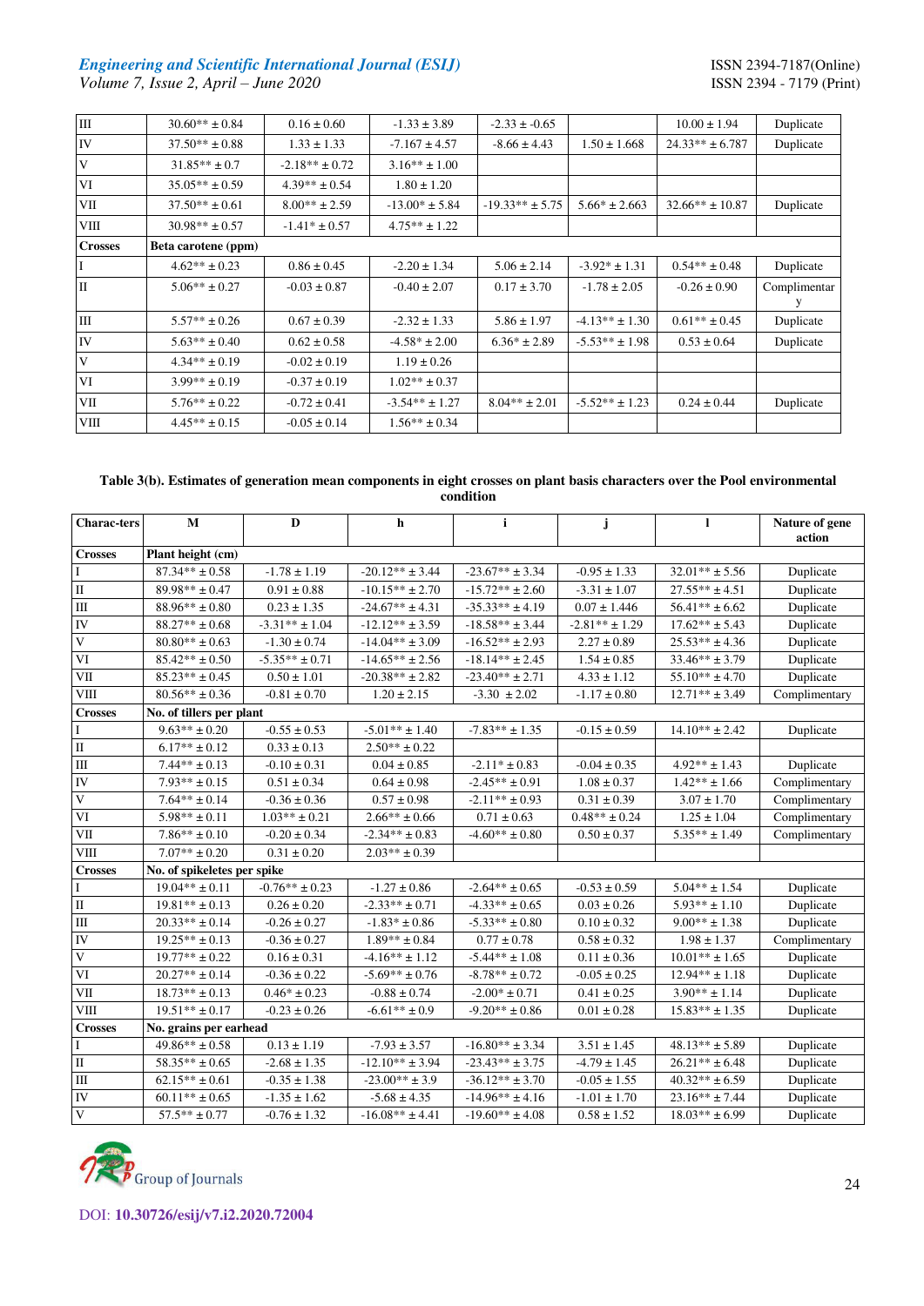| III | 30.60** ± 0.84 | 0.16 ± 0.60 | -1.33 ± 3.89 | -2.33 ± -0.65 | | 10.00 ± 1.94 | Duplicate |
|---|---|---|---|---|---|---|---|
| IV | 37.50** ± 0.88 | 1.33 ± 1.33 | -7.167 ± 4.57 | -8.66 ± 4.43 | 1.50 ± 1.668 | 24.33** ± 6.787 | Duplicate |
| V | 31.85** ± 0.7 | -2.18** ± 0.72 | 3.16** ± 1.00 | | | | |
| VI | 35.05** ± 0.59 | 4.39** ± 0.54 | 1.80 ± 1.20 | | | | |
| VII | 37.50** ± 0.61 | 8.00** ± 2.59 | -13.00* ± 5.84 | -19.33** ± 5.75 | 5.66* ± 2.663 | 32.66** ± 10.87 | Duplicate |
| VIII | 30.98** ± 0.57 | -1.41* ± 0.57 | 4.75** ± 1.22 | | | | |
| **Crosses** | **Beta carotene (ppm)** | | | | | | |
| I | 4.62** ± 0.23 | 0.86 ± 0.45 | -2.20 ± 1.34 | 5.06 ± 2.14 | -3.92* ± 1.31 | 0.54** ± 0.48 | Duplicate |
| II | 5.06** ± 0.27 | -0.03 ± 0.87 | -0.40 ± 2.07 | 0.17 ± 3.70 | -1.78 ± 2.05 | -0.26 ± 0.90 | Complimentary |
| III | 5.57** ± 0.26 | 0.67 ± 0.39 | -2.32 ± 1.33 | 5.86 ± 1.97 | -4.13** ± 1.30 | 0.61** ± 0.45 | Duplicate |
| IV | 5.63** ± 0.40 | 0.62 ± 0.58 | -4.58* ± 2.00 | 6.36* ± 2.89 | -5.53** ± 1.98 | 0.53 ± 0.64 | Duplicate |
| V | 4.34** ± 0.19 | -0.02 ± 0.19 | 1.19 ± 0.26 | | | | |
| VI | 3.99** ± 0.19 | -0.37 ± 0.19 | 1.02** ± 0.37 | | | | |
| VII | 5.76** ± 0.22 | -0.72 ± 0.41 | -3.54** ± 1.27 | 8.04** ± 2.01 | -5.52** ± 1.23 | 0.24 ± 0.44 | Duplicate |
| VIII | 4.45** ± 0.15 | -0.05 ± 0.14 | 1.56** ± 0.34 | | | | |

**Table 3(b). Estimates of generation mean components in eight crosses on plant basis characters over the Pool environmental condition**

| Charac-ters | M | D | h | i | j | l | Nature of gene action |
|---|---|---|---|---|---|---|---|
| **Crosses** | **Plant height (cm)** | | | | | | |
| I | 87.34** ± 0.58 | -1.78 ± 1.19 | -20.12** ± 3.44 | -23.67** ± 3.34 | -0.95 ± 1.33 | 32.01** ± 5.56 | Duplicate |
| II | 89.98** ± 0.47 | 0.91 ± 0.88 | -10.15** ± 2.70 | -15.72** ± 2.60 | -3.31 ± 1.07 | 27.55** ± 4.51 | Duplicate |
| III | 88.96** ± 0.80 | 0.23 ± 1.35 | -24.67** ± 4.31 | -35.33** ± 4.19 | 0.07 ± 1.446 | 56.41** ± 6.62 | Duplicate |
| IV | 88.27** ± 0.68 | -3.31** ± 1.04 | -12.12** ± 3.59 | -18.58** ± 3.44 | -2.81** ± 1.29 | 17.62** ± 5.43 | Duplicate |
| V | 80.80** ± 0.63 | -1.30 ± 0.74 | -14.04** ± 3.09 | -16.52** ± 2.93 | 2.27 ± 0.89 | 25.53** ± 4.36 | Duplicate |
| VI | 85.42** ± 0.50 | -5.35** ± 0.71 | -14.65** ± 2.56 | -18.14** ± 2.45 | 1.54 ± 0.85 | 33.46** ± 3.79 | Duplicate |
| VII | 85.23** ± 0.45 | 0.50 ± 1.01 | -20.38** ± 2.82 | -23.40** ± 2.71 | 4.33 ± 1.12 | 55.10** ± 4.70 | Duplicate |
| VIII | 80.56** ± 0.36 | -0.81 ± 0.70 | 1.20 ± 2.15 | -3.30 ± 2.02 | -1.17 ± 0.80 | 12.71** ± 3.49 | Complimentary |
| **Crosses** | **No. of tillers per plant** | | | | | | |
| I | 9.63** ± 0.20 | -0.55 ± 0.53 | -5.01** ± 1.40 | -7.83** ± 1.35 | -0.15 ± 0.59 | 14.10** ± 2.42 | Duplicate |
| II | 6.17** ± 0.12 | 0.33 ± 0.13 | 2.50** ± 0.22 | | | | |
| III | 7.44** ± 0.13 | -0.10 ± 0.31 | 0.04 ± 0.85 | -2.11* ± 0.83 | -0.04 ± 0.35 | 4.92** ± 1.43 | Duplicate |
| IV | 7.93** ± 0.15 | 0.51 ± 0.34 | 0.64 ± 0.98 | -2.45** ± 0.91 | 1.08 ± 0.37 | 1.42** ± 1.66 | Complimentary |
| V | 7.64** ± 0.14 | -0.36 ± 0.36 | 0.57 ± 0.98 | -2.11** ± 0.93 | 0.31 ± 0.39 | 3.07 ± 1.70 | Complimentary |
| VI | 5.98** ± 0.11 | 1.03** ± 0.21 | 2.66** ± 0.66 | 0.71 ± 0.63 | 0.48** ± 0.24 | 1.25 ± 1.04 | Complimentary |
| VII | 7.86** ± 0.10 | -0.20 ± 0.34 | -2.34** ± 0.83 | -4.60** ± 0.80 | 0.50 ± 0.37 | 5.35** ± 1.49 | Complimentary |
| VIII | 7.07** ± 0.20 | 0.31 ± 0.20 | 2.03** ± 0.39 | | | | |
| **Crosses** | **No. of spikeletes per spike** | | | | | | |
| I | 19.04** ± 0.11 | -0.76** ± 0.23 | -1.27 ± 0.86 | -2.64** ± 0.65 | -0.53 ± 0.59 | 5.04** ± 1.54 | Duplicate |
| II | 19.81** ± 0.13 | 0.26 ± 0.20 | -2.33** ± 0.71 | -4.33** ± 0.65 | 0.03 ± 0.26 | 5.93** ± 1.10 | Duplicate |
| III | 20.33** ± 0.14 | -0.26 ± 0.27 | -1.83* ± 0.86 | -5.33** ± 0.80 | 0.10 ± 0.32 | 9.00** ± 1.38 | Duplicate |
| IV | 19.25** ± 0.13 | -0.36 ± 0.27 | 1.89** ± 0.84 | 0.77 ± 0.78 | 0.58 ± 0.32 | 1.98 ± 1.37 | Complimentary |
| V | 19.77** ± 0.22 | 0.16 ± 0.31 | -4.16** ± 1.12 | -5.44** ± 1.08 | 0.11 ± 0.36 | 10.01** ± 1.65 | Duplicate |
| VI | 20.27** ± 0.14 | -0.36 ± 0.22 | -5.69** ± 0.76 | -8.78** ± 0.72 | -0.05 ± 0.25 | 12.94** ± 1.18 | Duplicate |
| VII | 18.73** ± 0.13 | 0.46* ± 0.23 | -0.88 ± 0.74 | -2.00* ± 0.71 | 0.41 ± 0.25 | 3.90** ± 1.14 | Duplicate |
| VIII | 19.51** ± 0.17 | -0.23 ± 0.26 | -6.61** ± 0.9 | -9.20** ± 0.86 | 0.01 ± 0.28 | 15.83** ± 1.35 | Duplicate |
| **Crosses** | **No. grains per earhead** | | | | | | |
| I | 49.86** ± 0.58 | 0.13 ± 1.19 | -7.93 ± 3.57 | -16.80** ± 3.34 | 3.51 ± 1.45 | 48.13** ± 5.89 | Duplicate |
| II | 58.35** ± 0.65 | -2.68 ± 1.35 | -12.10** ± 3.94 | -23.43** ± 3.75 | -4.79 ± 1.45 | 26.21** ± 6.48 | Duplicate |
| III | 62.15** ± 0.61 | -0.35 ± 1.38 | -23.00** ± 3.9 | -36.12** ± 3.70 | -0.05 ± 1.55 | 40.32** ± 6.59 | Duplicate |
| IV | 60.11** ± 0.65 | -1.35 ± 1.62 | -5.68 ± 4.35 | -14.96** ± 4.16 | -1.01 ± 1.70 | 23.16** ± 7.44 | Duplicate |
| V | 57.5** ± 0.77 | -0.76 ± 1.32 | -16.08** ± 4.41 | -19.60** ± 4.08 | 0.58 ± 1.52 | 18.03** ± 6.99 | Duplicate |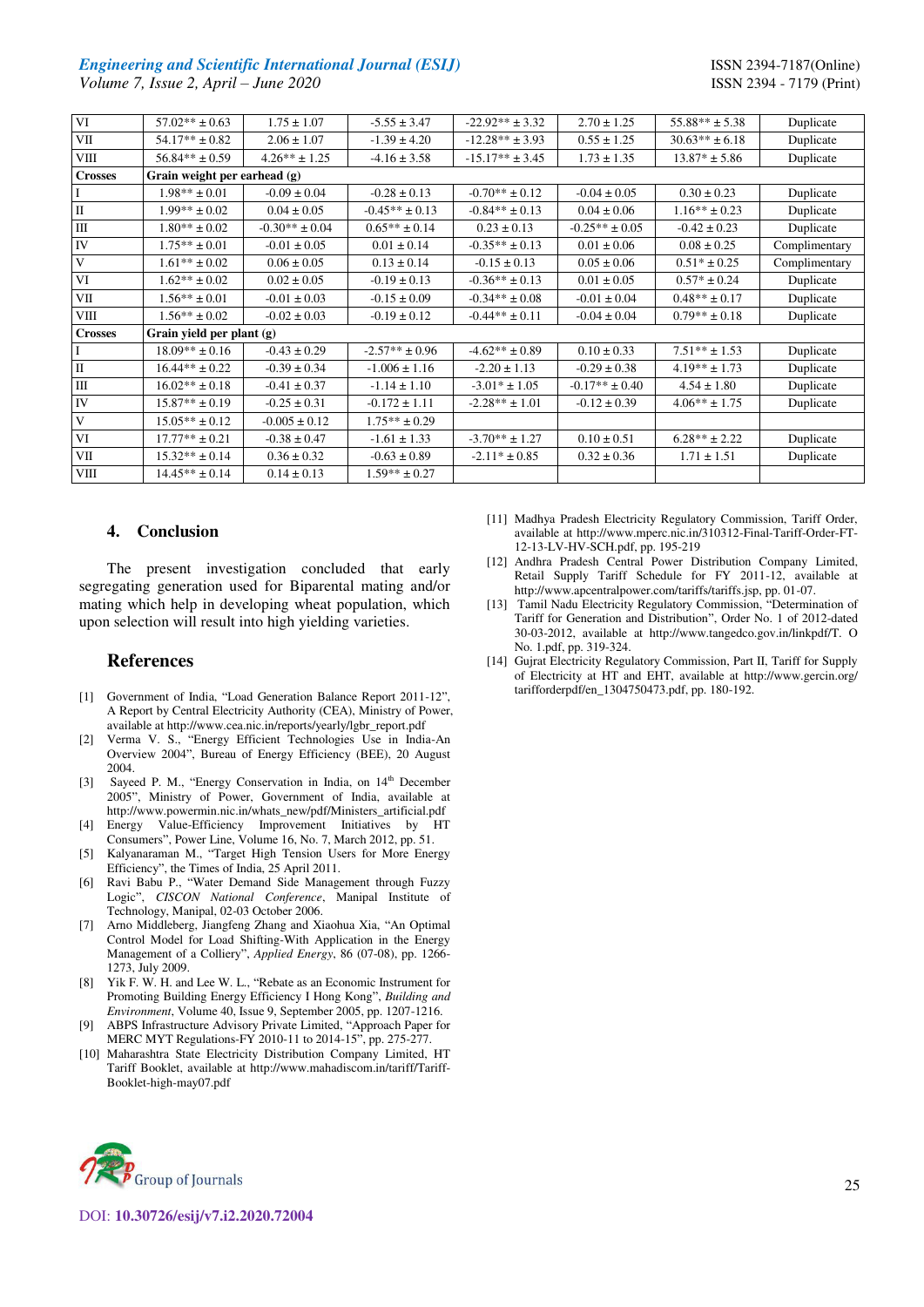| | | | | | | | |
|---|---|---|---|---|---|---|---|
| VI | 57.02** ± 0.63 | 1.75 ± 1.07 | -5.55 ± 3.47 | -22.92** ± 3.32 | 2.70 ± 1.25 | 55.88** ± 5.38 | Duplicate |
| VII | 54.17** ± 0.82 | 2.06 ± 1.07 | -1.39 ± 4.20 | -12.28** ± 3.93 | 0.55 ± 1.25 | 30.63** ± 6.18 | Duplicate |
| VIII | 56.84** ± 0.59 | 4.26** ± 1.25 | -4.16 ± 3.58 | -15.17** ± 3.45 | 1.73 ± 1.35 | 13.87* ± 5.86 | Duplicate |
| **Crosses** | **Grain weight per earhead (g)** | | | | | | |
| I | 1.98** ± 0.01 | -0.09 ± 0.04 | -0.28 ± 0.13 | -0.70** ± 0.12 | -0.04 ± 0.05 | 0.30 ± 0.23 | Duplicate |
| II | 1.99** ± 0.02 | 0.04 ± 0.05 | -0.45** ± 0.13 | -0.84** ± 0.13 | 0.04 ± 0.06 | 1.16** ± 0.23 | Duplicate |
| III | 1.80** ± 0.02 | -0.30** ± 0.04 | 0.65** ± 0.14 | 0.23 ± 0.13 | -0.25** ± 0.05 | -0.42 ± 0.23 | Duplicate |
| IV | 1.75** ± 0.01 | -0.01 ± 0.05 | 0.01 ± 0.14 | -0.35** ± 0.13 | 0.01 ± 0.06 | 0.08 ± 0.25 | Complimentary |
| V | 1.61** ± 0.02 | 0.06 ± 0.05 | 0.13 ± 0.14 | -0.15 ± 0.13 | 0.05 ± 0.06 | 0.51* ± 0.25 | Complimentary |
| VI | 1.62** ± 0.02 | 0.02 ± 0.05 | -0.19 ± 0.13 | -0.36** ± 0.13 | 0.01 ± 0.05 | 0.57* ± 0.24 | Duplicate |
| VII | 1.56** ± 0.01 | -0.01 ± 0.03 | -0.15 ± 0.09 | -0.34** ± 0.08 | -0.01 ± 0.04 | 0.48** ± 0.17 | Duplicate |
| VIII | 1.56** ± 0.02 | -0.02 ± 0.03 | -0.19 ± 0.12 | -0.44** ± 0.11 | -0.04 ± 0.04 | 0.79** ± 0.18 | Duplicate |
| **Crosses** | **Grain yield per plant (g)** | | | | | | |
| I | 18.09** ± 0.16 | -0.43 ± 0.29 | -2.57** ± 0.96 | -4.62** ± 0.89 | 0.10 ± 0.33 | 7.51** ± 1.53 | Duplicate |
| II | 16.44** ± 0.22 | -0.39 ± 0.34 | -1.006 ± 1.16 | -2.20 ± 1.13 | -0.29 ± 0.38 | 4.19** ± 1.73 | Duplicate |
| III | 16.02** ± 0.18 | -0.41 ± 0.37 | -1.14 ± 1.10 | -3.01* ± 1.05 | -0.17** ± 0.40 | 4.54 ± 1.80 | Duplicate |
| IV | 15.87** ± 0.19 | -0.25 ± 0.31 | -0.172 ± 1.11 | -2.28** ± 1.01 | -0.12 ± 0.39 | 4.06** ± 1.75 | Duplicate |
| V | 15.05** ± 0.12 | -0.005 ± 0.12 | 1.75** ± 0.29 | | | | |
| VI | 17.77** ± 0.21 | -0.38 ± 0.47 | -1.61 ± 1.33 | -3.70** ± 1.27 | 0.10 ± 0.51 | 6.28** ± 2.22 | Duplicate |
| VII | 15.32** ± 0.14 | 0.36 ± 0.32 | -0.63 ± 0.89 | -2.11* ± 0.85 | 0.32 ± 0.36 | 1.71 ± 1.51 | Duplicate |
| VIII | 14.45** ± 0.14 | 0.14 ± 0.13 | 1.59** ± 0.27 | | | | |

## 4. Conclusion

The present investigation concluded that early segregating generation used for Biparental mating and/or mating which help in developing wheat population, which upon selection will result into high yielding varieties.

## References

[1] Government of India, "Load Generation Balance Report 2011-12", A Report by Central Electricity Authority (CEA), Ministry of Power, available at http://www.cea.nic.in/reports/yearly/lgbr_report.pdf

[2] Verma V. S., "Energy Efficient Technologies Use in India-An Overview 2004", Bureau of Energy Efficiency (BEE), 20 August 2004.

[3] Sayeed P. M., "Energy Conservation in India, on 14th December 2005", Ministry of Power, Government of India, available at http://www.powermin.nic.in/whats_new/pdf/Ministers_artificial.pdf

[4] Energy Value-Efficiency Improvement Initiatives by HT Consumers", Power Line, Volume 16, No. 7, March 2012, pp. 51.

[5] Kalyanaraman M., "Target High Tension Users for More Energy Efficiency", the Times of India, 25 April 2011.

[6] Ravi Babu P., "Water Demand Side Management through Fuzzy Logic", *CISCON National Conference*, Manipal Institute of Technology, Manipal, 02-03 October 2006.

[7] Arno Middleberg, Jiangfeng Zhang and Xiaohua Xia, "An Optimal Control Model for Load Shifting-With Application in the Energy Management of a Colliery", *Applied Energy*, 86 (07-08), pp. 1266-1273, July 2009.

[8] Yik F. W. H. and Lee W. L., "Rebate as an Economic Instrument for Promoting Building Energy Efficiency I Hong Kong", *Building and Environment*, Volume 40, Issue 9, September 2005, pp. 1207-1216.

[9] ABPS Infrastructure Advisory Private Limited, "Approach Paper for MERC MYT Regulations-FY 2010-11 to 2014-15", pp. 275-277.

[10] Maharashtra State Electricity Distribution Company Limited, HT Tariff Booklet, available at http://www.mahadiscom.in/tariff/Tariff-Booklet-high-may07.pdf

[11] Madhya Pradesh Electricity Regulatory Commission, Tariff Order, available at http://www.mperc.nic.in/310312-Final-Tariff-Order-FT-12-13-LV-HV-SCH.pdf, pp. 195-219

[12] Andhra Pradesh Central Power Distribution Company Limited, Retail Supply Tariff Schedule for FY 2011-12, available at http://www.apcentralpower.com/tariffs/tariffs.jsp, pp. 01-07.

[13] Tamil Nadu Electricity Regulatory Commission, "Determination of Tariff for Generation and Distribution", Order No. 1 of 2012-dated 30-03-2012, available at http://www.tangedco.gov.in/linkpdf/T. O No. 1.pdf, pp. 319-324.

[14] Gujrat Electricity Regulatory Commission, Part II, Tariff for Supply of Electricity at HT and EHT, available at http://www.gercin.org/tarifforderpdf/en_1304750473.pdf, pp. 180-192.